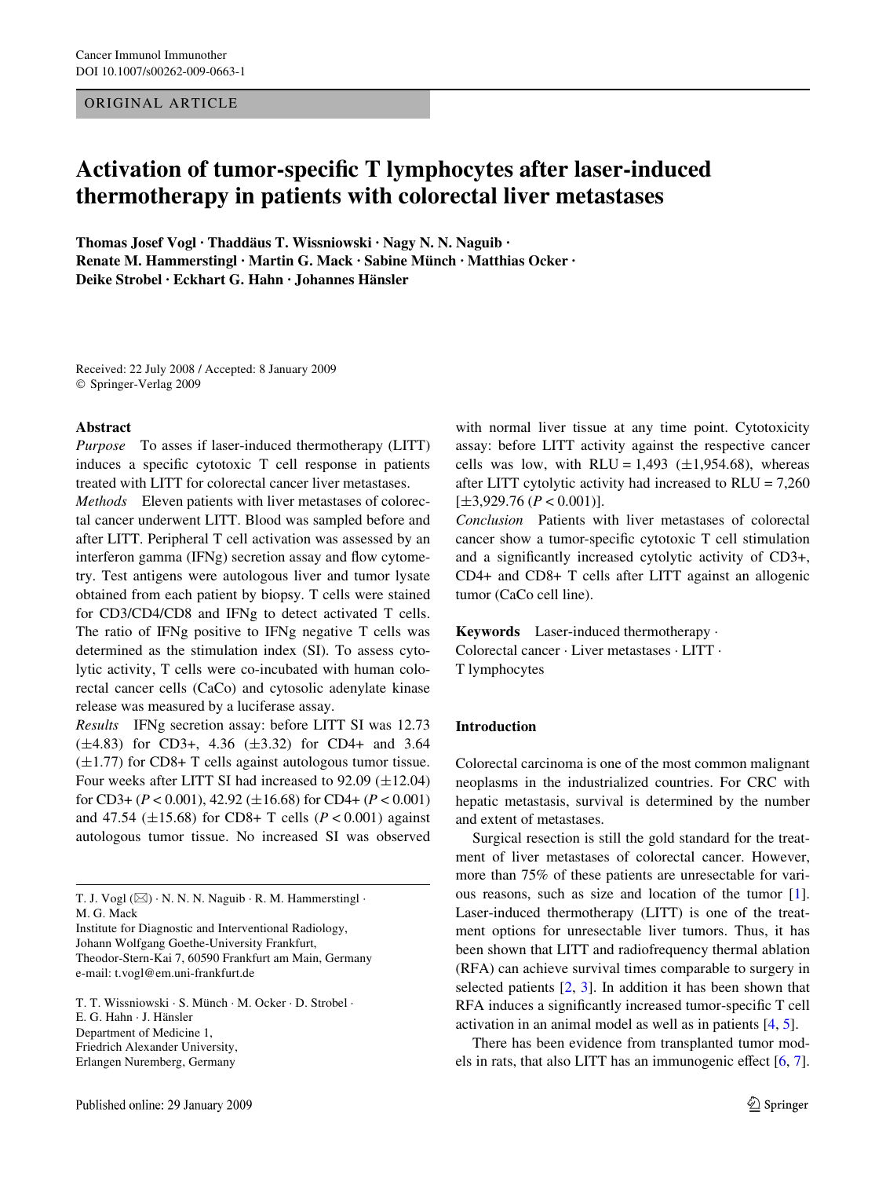ORIGINAL ARTICLE

# Activation of tumor-specific T lymphocytes after laser-induced thermotherapy in patients with colorectal liver metastases

**Thomas Josef Vogl · Thaddäus T. Wissniowski · Nagy N. N. Naguib · Renate M. Hammerstingl · Martin G. Mack · Sabine Münch · Matthias Ocker · Deike Strobel · Eckhart G. Hahn · Johannes Hänsler**

Received: 22 July 2008 / Accepted: 8 January 2009
© Springer-Verlag 2009

## Abstract

*Purpose* To asses if laser-induced thermotherapy (LITT) induces a specific cytotoxic T cell response in patients treated with LITT for colorectal cancer liver metastases.

*Methods* Eleven patients with liver metastases of colorectal cancer underwent LITT. Blood was sampled before and after LITT. Peripheral T cell activation was assessed by an interferon gamma (IFNg) secretion assay and flow cytometry. Test antigens were autologous liver and tumor lysate obtained from each patient by biopsy. T cells were stained for CD3/CD4/CD8 and IFNg to detect activated T cells. The ratio of IFNg positive to IFNg negative T cells was determined as the stimulation index (SI). To assess cytolytic activity, T cells were co-incubated with human colorectal cancer cells (CaCo) and cytosolic adenylate kinase release was measured by a luciferase assay.

*Results* IFNg secretion assay: before LITT SI was 12.73 (±4.83) for CD3+, 4.36 (±3.32) for CD4+ and 3.64 (±1.77) for CD8+ T cells against autologous tumor tissue. Four weeks after LITT SI had increased to 92.09 (±12.04) for CD3+ ($P < 0.001$), 42.92 (±16.68) for CD4+ ($P < 0.001$) and 47.54 (±15.68) for CD8+ T cells ($P < 0.001$) against autologous tumor tissue. No increased SI was observed with normal liver tissue at any time point. Cytotoxicity assay: before LITT activity against the respective cancer cells was low, with RLU = 1,493 (±1,954.68), whereas after LITT cytolytic activity had increased to RLU = 7,260 [±3,929.76 ($P < 0.001$)].

*Conclusion* Patients with liver metastases of colorectal cancer show a tumor-specific cytotoxic T cell stimulation and a significantly increased cytolytic activity of CD3+, CD4+ and CD8+ T cells after LITT against an allogenic tumor (CaCo cell line).

**Keywords** Laser-induced thermotherapy · Colorectal cancer · Liver metastases · LITT · T lymphocytes

T. J. Vogl (✉) · N. N. N. Naguib · R. M. Hammerstingl · M. G. Mack
Institute for Diagnostic and Interventional Radiology, Johann Wolfgang Goethe-University Frankfurt, Theodor-Stern-Kai 7, 60590 Frankfurt am Main, Germany
e-mail: t.vogl@em.uni-frankfurt.de

T. T. Wissniowski · S. Münch · M. Ocker · D. Strobel · E. G. Hahn · J. Hänsler
Department of Medicine 1, Friedrich Alexander University, Erlangen Nuremberg, Germany

## Introduction

Colorectal carcinoma is one of the most common malignant neoplasms in the industrialized countries. For CRC with hepatic metastasis, survival is determined by the number and extent of metastases.

Surgical resection is still the gold standard for the treatment of liver metastases of colorectal cancer. However, more than 75% of these patients are unresectable for various reasons, such as size and location of the tumor [1]. Laser-induced thermotherapy (LITT) is one of the treatment options for unresectable liver tumors. Thus, it has been shown that LITT and radiofrequency thermal ablation (RFA) can achieve survival times comparable to surgery in selected patients [2, 3]. In addition it has been shown that RFA induces a significantly increased tumor-specific T cell activation in an animal model as well as in patients [4, 5].

There has been evidence from transplanted tumor models in rats, that also LITT has an immunogenic effect [6, 7].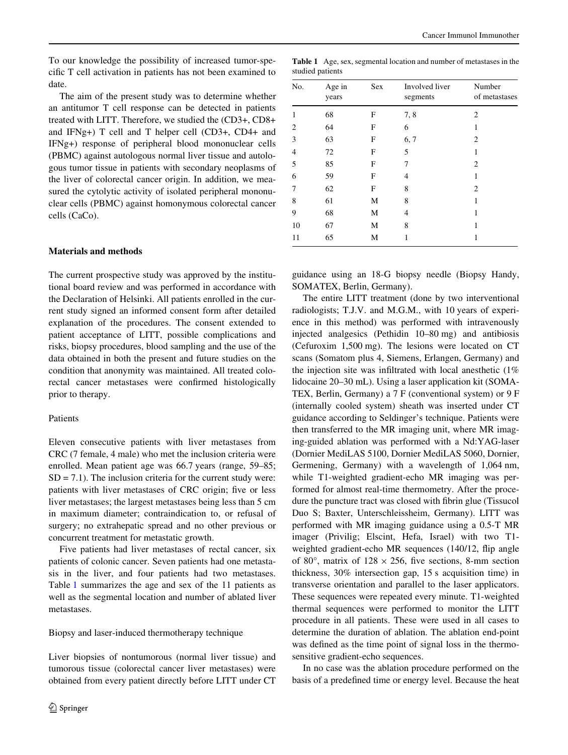To our knowledge the possibility of increased tumor-specific T cell activation in patients has not been examined to date.

The aim of the present study was to determine whether an antitumor T cell response can be detected in patients treated with LITT. Therefore, we studied the (CD3+, CD8+ and IFNg+) T cell and T helper cell (CD3+, CD4+ and IFNg+) response of peripheral blood mononuclear cells (PBMC) against autologous normal liver tissue and autologous tumor tissue in patients with secondary neoplasms of the liver of colorectal cancer origin. In addition, we measured the cytolytic activity of isolated peripheral mononuclear cells (PBMC) against homonymous colorectal cancer cells (CaCo).

## Materials and methods

The current prospective study was approved by the institutional board review and was performed in accordance with the Declaration of Helsinki. All patients enrolled in the current study signed an informed consent form after detailed explanation of the procedures. The consent extended to patient acceptance of LITT, possible complications and risks, biopsy procedures, blood sampling and the use of the data obtained in both the present and future studies on the condition that anonymity was maintained. All treated colorectal cancer metastases were confirmed histologically prior to therapy.

### Patients

Eleven consecutive patients with liver metastases from CRC (7 female, 4 male) who met the inclusion criteria were enrolled. Mean patient age was 66.7 years (range, 59–85; SD = 7.1). The inclusion criteria for the current study were: patients with liver metastases of CRC origin; five or less liver metastases; the largest metastases being less than 5 cm in maximum diameter; contraindication to, or refusal of surgery; no extrahepatic spread and no other previous or concurrent treatment for metastatic growth.

Five patients had liver metastases of rectal cancer, six patients of colonic cancer. Seven patients had one metastasis in the liver, and four patients had two metastases. Table 1 summarizes the age and sex of the 11 patients as well as the segmental location and number of ablated liver metastases.

**Table 1** Age, sex, segmental location and number of metastases in the studied patients

| No. | Age in years | Sex | Involved liver segments | Number of metastases |
|---|---|---|---|---|
| 1 | 68 | F | 7, 8 | 2 |
| 2 | 64 | F | 6 | 1 |
| 3 | 63 | F | 6, 7 | 2 |
| 4 | 72 | F | 5 | 1 |
| 5 | 85 | F | 7 | 2 |
| 6 | 59 | F | 4 | 1 |
| 7 | 62 | F | 8 | 2 |
| 8 | 61 | M | 8 | 1 |
| 9 | 68 | M | 4 | 1 |
| 10 | 67 | M | 8 | 1 |
| 11 | 65 | M | 1 | 1 |

### Biopsy and laser-induced thermotherapy technique

Liver biopsies of nontumorous (normal liver tissue) and tumorous tissue (colorectal cancer liver metastases) were obtained from every patient directly before LITT under CT guidance using an 18-G biopsy needle (Biopsy Handy, SOMATEX, Berlin, Germany).

The entire LITT treatment (done by two interventional radiologists; T.J.V. and M.G.M., with 10 years of experience in this method) was performed with intravenously injected analgesics (Pethidin 10–80 mg) and antibiosis (Cefuroxim 1,500 mg). The lesions were located on CT scans (Somatom plus 4, Siemens, Erlangen, Germany) and the injection site was infiltrated with local anesthetic (1% lidocaine 20–30 mL). Using a laser application kit (SOMATEX, Berlin, Germany) a 7 F (conventional system) or 9 F (internally cooled system) sheath was inserted under CT guidance according to Seldinger's technique. Patients were then transferred to the MR imaging unit, where MR imaging-guided ablation was performed with a Nd:YAG-laser (Dornier MediLAS 5100, Dornier MediLAS 5060, Dornier, Germening, Germany) with a wavelength of 1,064 nm, while T1-weighted gradient-echo MR imaging was performed for almost real-time thermometry. After the procedure the puncture tract was closed with fibrin glue (Tissucol Duo S; Baxter, Unterschleissheim, Germany). LITT was performed with MR imaging guidance using a 0.5-T MR imager (Privilig; Elscint, Hefa, Israel) with two T1-weighted gradient-echo MR sequences (140/12, flip angle of 80°, matrix of $128 \times 256$, five sections, 8-mm section thickness, 30% intersection gap, 15 s acquisition time) in transverse orientation and parallel to the laser applicators. These sequences were repeated every minute. T1-weighted thermal sequences were performed to monitor the LITT procedure in all patients. These were used in all cases to determine the duration of ablation. The ablation end-point was defined as the time point of signal loss in the thermosensitive gradient-echo sequences.

In no case was the ablation procedure performed on the basis of a predefined time or energy level. Because the heat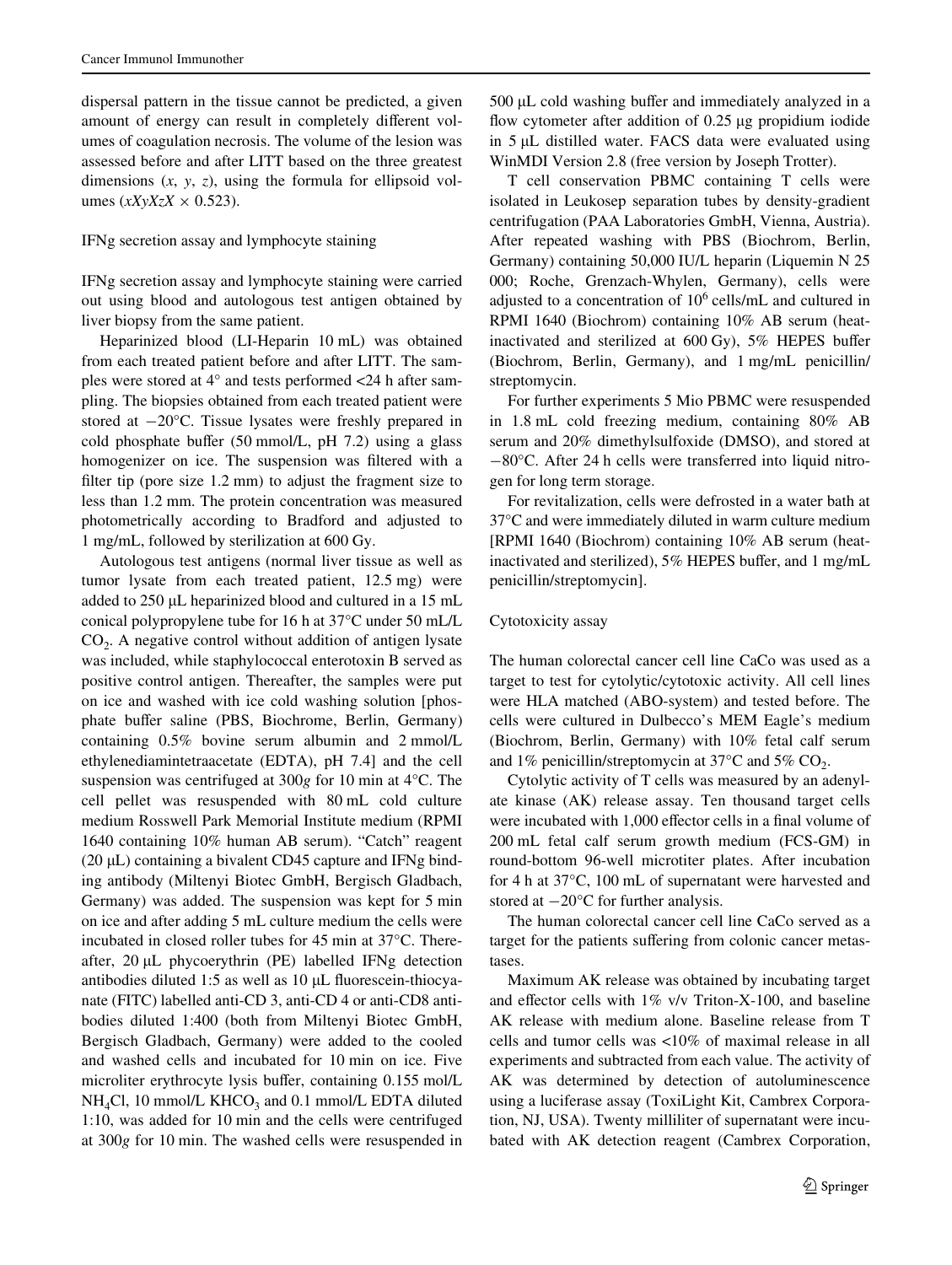dispersal pattern in the tissue cannot be predicted, a given amount of energy can result in completely different volumes of coagulation necrosis. The volume of the lesion was assessed before and after LITT based on the three greatest dimensions ($x$, $y$, $z$), using the formula for ellipsoid volumes ($xXyXzX \times 0.523$).

### IFNg secretion assay and lymphocyte staining

IFNg secretion assay and lymphocyte staining were carried out using blood and autologous test antigen obtained by liver biopsy from the same patient.

Heparinized blood (LI-Heparin 10 mL) was obtained from each treated patient before and after LITT. The samples were stored at 4° and tests performed <24 h after sampling. The biopsies obtained from each treated patient were stored at −20°C. Tissue lysates were freshly prepared in cold phosphate buffer (50 mmol/L, pH 7.2) using a glass homogenizer on ice. The suspension was filtered with a filter tip (pore size 1.2 mm) to adjust the fragment size to less than 1.2 mm. The protein concentration was measured photometrically according to Bradford and adjusted to 1 mg/mL, followed by sterilization at 600 Gy.

Autologous test antigens (normal liver tissue as well as tumor lysate from each treated patient, 12.5 mg) were added to 250 μL heparinized blood and cultured in a 15 mL conical polypropylene tube for 16 h at 37°C under 50 mL/L $CO_2$. A negative control without addition of antigen lysate was included, while staphylococcal enterotoxin B served as positive control antigen. Thereafter, the samples were put on ice and washed with ice cold washing solution [phosphate buffer saline (PBS, Biochrome, Berlin, Germany) containing 0.5% bovine serum albumin and 2 mmol/L ethylenediamintetraacetate (EDTA), pH 7.4] and the cell suspension was centrifuged at 300*g* for 10 min at 4°C. The cell pellet was resuspended with 80 mL cold culture medium Rosswell Park Memorial Institute medium (RPMI 1640 containing 10% human AB serum). "Catch" reagent (20 μL) containing a bivalent CD45 capture and IFNg binding antibody (Miltenyi Biotec GmbH, Bergisch Gladbach, Germany) was added. The suspension was kept for 5 min on ice and after adding 5 mL culture medium the cells were incubated in closed roller tubes for 45 min at 37°C. Thereafter, 20 μL phycoerythrin (PE) labelled IFNg detection antibodies diluted 1:5 as well as 10 μL fluorescein-thiocyanate (FITC) labelled anti-CD 3, anti-CD 4 or anti-CD8 antibodies diluted 1:400 (both from Miltenyi Biotec GmbH, Bergisch Gladbach, Germany) were added to the cooled and washed cells and incubated for 10 min on ice. Five microliter erythrocyte lysis buffer, containing 0.155 mol/L $NH_4Cl$, 10 mmol/L $KHCO_3$ and 0.1 mmol/L EDTA diluted 1:10, was added for 10 min and the cells were centrifuged at 300*g* for 10 min. The washed cells were resuspended in 500 μL cold washing buffer and immediately analyzed in a flow cytometer after addition of 0.25 μg propidium iodide in 5 μL distilled water. FACS data were evaluated using WinMDI Version 2.8 (free version by Joseph Trotter).

T cell conservation PBMC containing T cells were isolated in Leukosep separation tubes by density-gradient centrifugation (PAA Laboratories GmbH, Vienna, Austria). After repeated washing with PBS (Biochrom, Berlin, Germany) containing 50,000 IU/L heparin (Liquemin N 25 000; Roche, Grenzach-Whylen, Germany), cells were adjusted to a concentration of $10^6$ cells/mL and cultured in RPMI 1640 (Biochrom) containing 10% AB serum (heat-inactivated and sterilized at 600 Gy), 5% HEPES buffer (Biochrom, Berlin, Germany), and 1 mg/mL penicillin/streptomycin.

For further experiments 5 Mio PBMC were resuspended in 1.8 mL cold freezing medium, containing 80% AB serum and 20% dimethylsulfoxide (DMSO), and stored at −80°C. After 24 h cells were transferred into liquid nitrogen for long term storage.

For revitalization, cells were defrosted in a water bath at 37°C and were immediately diluted in warm culture medium [RPMI 1640 (Biochrom) containing 10% AB serum (heat-inactivated and sterilized), 5% HEPES buffer, and 1 mg/mL penicillin/streptomycin].

### Cytotoxicity assay

The human colorectal cancer cell line CaCo was used as a target to test for cytolytic/cytotoxic activity. All cell lines were HLA matched (ABO-system) and tested before. The cells were cultured in Dulbecco's MEM Eagle's medium (Biochrom, Berlin, Germany) with 10% fetal calf serum and 1% penicillin/streptomycin at 37°C and 5% $CO_2$.

Cytolytic activity of T cells was measured by an adenylate kinase (AK) release assay. Ten thousand target cells were incubated with 1,000 effector cells in a final volume of 200 mL fetal calf serum growth medium (FCS-GM) in round-bottom 96-well microtiter plates. After incubation for 4 h at 37°C, 100 mL of supernatant were harvested and stored at −20°C for further analysis.

The human colorectal cancer cell line CaCo served as a target for the patients suffering from colonic cancer metastases.

Maximum AK release was obtained by incubating target and effector cells with 1% v/v Triton-X-100, and baseline AK release with medium alone. Baseline release from T cells and tumor cells was <10% of maximal release in all experiments and subtracted from each value. The activity of AK was determined by detection of autoluminescence using a luciferase assay (ToxiLight Kit, Cambrex Corporation, NJ, USA). Twenty milliliter of supernatant were incubated with AK detection reagent (Cambrex Corporation,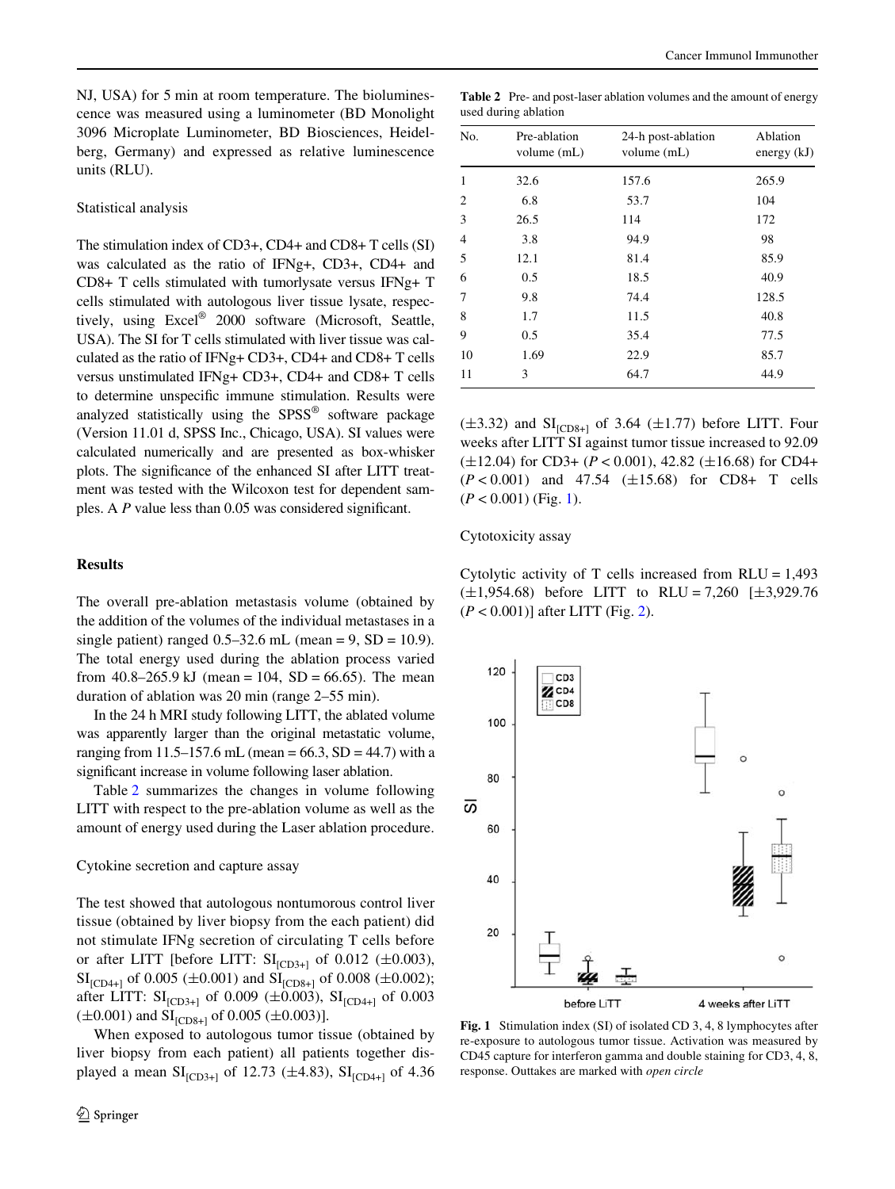NJ, USA) for 5 min at room temperature. The bioluminescence was measured using a luminometer (BD Monolight 3096 Microplate Luminometer, BD Biosciences, Heidelberg, Germany) and expressed as relative luminescence units (RLU).

### Statistical analysis

The stimulation index of CD3+, CD4+ and CD8+ T cells (SI) was calculated as the ratio of IFNg+, CD3+, CD4+ and CD8+ T cells stimulated with tumorlysate versus IFNg+ T cells stimulated with autologous liver tissue lysate, respectively, using Excel® 2000 software (Microsoft, Seattle, USA). The SI for T cells stimulated with liver tissue was calculated as the ratio of IFNg+ CD3+, CD4+ and CD8+ T cells versus unstimulated IFNg+ CD3+, CD4+ and CD8+ T cells to determine unspecific immune stimulation. Results were analyzed statistically using the SPSS® software package (Version 11.01 d, SPSS Inc., Chicago, USA). SI values were calculated numerically and are presented as box-whisker plots. The significance of the enhanced SI after LITT treatment was tested with the Wilcoxon test for dependent samples. A $P$ value less than 0.05 was considered significant.

## Results

The overall pre-ablation metastasis volume (obtained by the addition of the volumes of the individual metastases in a single patient) ranged 0.5–32.6 mL (mean = 9, SD = 10.9). The total energy used during the ablation process varied from 40.8–265.9 kJ (mean = 104, SD = 66.65). The mean duration of ablation was 20 min (range 2–55 min).

In the 24 h MRI study following LITT, the ablated volume was apparently larger than the original metastatic volume, ranging from 11.5–157.6 mL (mean = 66.3, SD = 44.7) with a significant increase in volume following laser ablation.

Table 2 summarizes the changes in volume following LITT with respect to the pre-ablation volume as well as the amount of energy used during the Laser ablation procedure.

**Table 2** Pre- and post-laser ablation volumes and the amount of energy used during ablation

| No. | Pre-ablation volume (mL) | 24-h post-ablation volume (mL) | Ablation energy (kJ) |
|---|---|---|---|
| 1 | 32.6 | 157.6 | 265.9 |
| 2 | 6.8 | 53.7 | 104 |
| 3 | 26.5 | 114 | 172 |
| 4 | 3.8 | 94.9 | 98 |
| 5 | 12.1 | 81.4 | 85.9 |
| 6 | 0.5 | 18.5 | 40.9 |
| 7 | 9.8 | 74.4 | 128.5 |
| 8 | 1.7 | 11.5 | 40.8 |
| 9 | 0.5 | 35.4 | 77.5 |
| 10 | 1.69 | 22.9 | 85.7 |
| 11 | 3 | 64.7 | 44.9 |

### Cytokine secretion and capture assay

The test showed that autologous nontumorous control liver tissue (obtained by liver biopsy from the each patient) did not stimulate IFNg secretion of circulating T cells before or after LITT [before LITT: $SI_{[CD3+]}$ of 0.012 (±0.003), $SI_{[CD4+]}$ of 0.005 (±0.001) and $SI_{[CD8+]}$ of 0.008 (±0.002); after LITT: $SI_{[CD3+]}$ of 0.009 (±0.003), $SI_{[CD4+]}$ of 0.003 (±0.001) and $SI_{[CD8+]}$ of 0.005 (±0.003)].

When exposed to autologous tumor tissue (obtained by liver biopsy from each patient) all patients together displayed a mean $SI_{[CD3+]}$ of 12.73 (±4.83), $SI_{[CD4+]}$ of 4.36 (±3.32) and $SI_{[CD8+]}$ of 3.64 (±1.77) before LITT. Four weeks after LITT SI against tumor tissue increased to 92.09 (±12.04) for CD3+ ($P < 0.001$), 42.82 (±16.68) for CD4+ ($P < 0.001$) and 47.54 (±15.68) for CD8+ T cells ($P < 0.001$) (Fig. 1).

### Cytotoxicity assay

Cytolytic activity of T cells increased from RLU = 1,493 (±1,954.68) before LITT to RLU = 7,260 [±3,929.76 ($P < 0.001$)] after LITT (Fig. 2).

**Fig. 1** Stimulation index (SI) of isolated CD 3, 4, 8 lymphocytes after re-exposure to autologous tumor tissue. Activation was measured by CD45 capture for interferon gamma and double staining for CD3, 4, 8, response. Outtakes are marked with *open circle*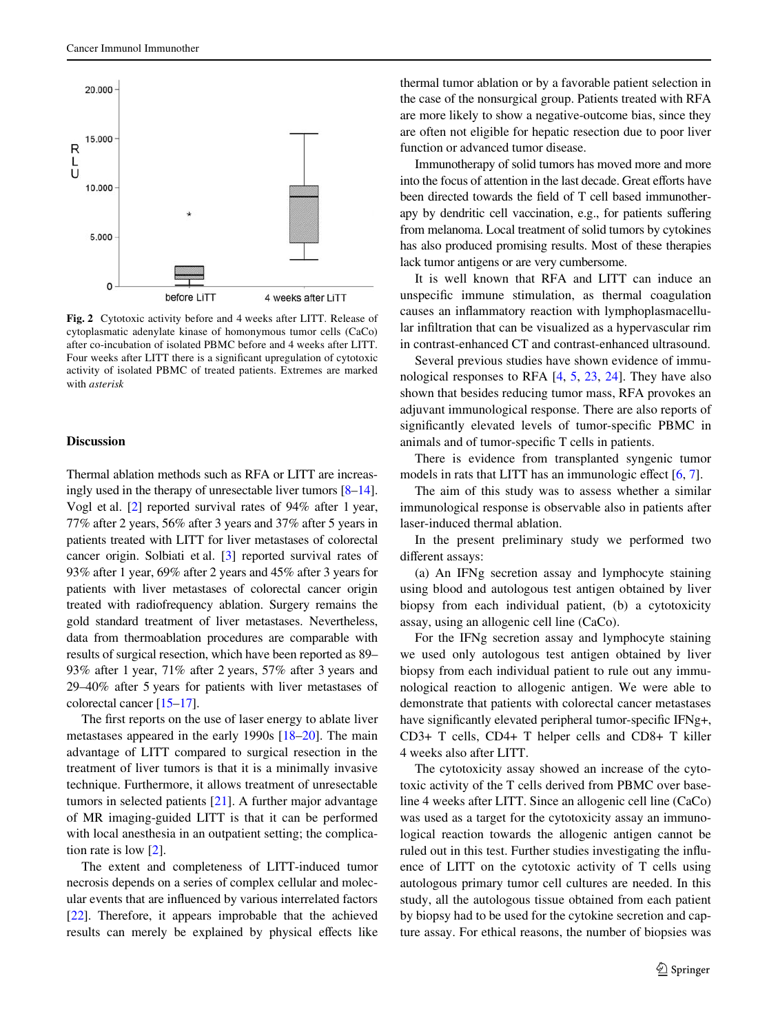**Fig. 2** Cytotoxic activity before and 4 weeks after LITT. Release of cytoplasmatic adenylate kinase of homonymous tumor cells (CaCo) after co-incubation of isolated PBMC before and 4 weeks after LITT. Four weeks after LITT there is a significant upregulation of cytotoxic activity of isolated PBMC of treated patients. Extremes are marked with *asterisk*

## Discussion

Thermal ablation methods such as RFA or LITT are increasingly used in the therapy of unresectable liver tumors [8–14]. Vogl et al. [2] reported survival rates of 94% after 1 year, 77% after 2 years, 56% after 3 years and 37% after 5 years in patients treated with LITT for liver metastases of colorectal cancer origin. Solbiati et al. [3] reported survival rates of 93% after 1 year, 69% after 2 years and 45% after 3 years for patients with liver metastases of colorectal cancer origin treated with radiofrequency ablation. Surgery remains the gold standard treatment of liver metastases. Nevertheless, data from thermoablation procedures are comparable with results of surgical resection, which have been reported as 89–93% after 1 year, 71% after 2 years, 57% after 3 years and 29–40% after 5 years for patients with liver metastases of colorectal cancer [15–17].

The first reports on the use of laser energy to ablate liver metastases appeared in the early 1990s [18–20]. The main advantage of LITT compared to surgical resection in the treatment of liver tumors is that it is a minimally invasive technique. Furthermore, it allows treatment of unresectable tumors in selected patients [21]. A further major advantage of MR imaging-guided LITT is that it can be performed with local anesthesia in an outpatient setting; the complication rate is low [2].

The extent and completeness of LITT-induced tumor necrosis depends on a series of complex cellular and molecular events that are influenced by various interrelated factors [22]. Therefore, it appears improbable that the achieved results can merely be explained by physical effects like thermal tumor ablation or by a favorable patient selection in the case of the nonsurgical group. Patients treated with RFA are more likely to show a negative-outcome bias, since they are often not eligible for hepatic resection due to poor liver function or advanced tumor disease.

Immunotherapy of solid tumors has moved more and more into the focus of attention in the last decade. Great efforts have been directed towards the field of T cell based immunotherapy by dendritic cell vaccination, e.g., for patients suffering from melanoma. Local treatment of solid tumors by cytokines has also produced promising results. Most of these therapies lack tumor antigens or are very cumbersome.

It is well known that RFA and LITT can induce an unspecific immune stimulation, as thermal coagulation causes an inflammatory reaction with lymphoplasmacellular infiltration that can be visualized as a hypervascular rim in contrast-enhanced CT and contrast-enhanced ultrasound.

Several previous studies have shown evidence of immunological responses to RFA [4, 5, 23, 24]. They have also shown that besides reducing tumor mass, RFA provokes an adjuvant immunological response. There are also reports of significantly elevated levels of tumor-specific PBMC in animals and of tumor-specific T cells in patients.

There is evidence from transplanted syngenic tumor models in rats that LITT has an immunologic effect [6, 7].

The aim of this study was to assess whether a similar immunological response is observable also in patients after laser-induced thermal ablation.

In the present preliminary study we performed two different assays:

(a) An IFNg secretion assay and lymphocyte staining using blood and autologous test antigen obtained by liver biopsy from each individual patient, (b) a cytotoxicity assay, using an allogenic cell line (CaCo).

For the IFNg secretion assay and lymphocyte staining we used only autologous test antigen obtained by liver biopsy from each individual patient to rule out any immunological reaction to allogenic antigen. We were able to demonstrate that patients with colorectal cancer metastases have significantly elevated peripheral tumor-specific IFNg+, CD3+ T cells, CD4+ T helper cells and CD8+ T killer 4 weeks also after LITT.

The cytotoxicity assay showed an increase of the cytotoxic activity of the T cells derived from PBMC over baseline 4 weeks after LITT. Since an allogenic cell line (CaCo) was used as a target for the cytotoxicity assay an immunological reaction towards the allogenic antigen cannot be ruled out in this test. Further studies investigating the influence of LITT on the cytotoxic activity of T cells using autologous primary tumor cell cultures are needed. In this study, all the autologous tissue obtained from each patient by biopsy had to be used for the cytokine secretion and capture assay. For ethical reasons, the number of biopsies was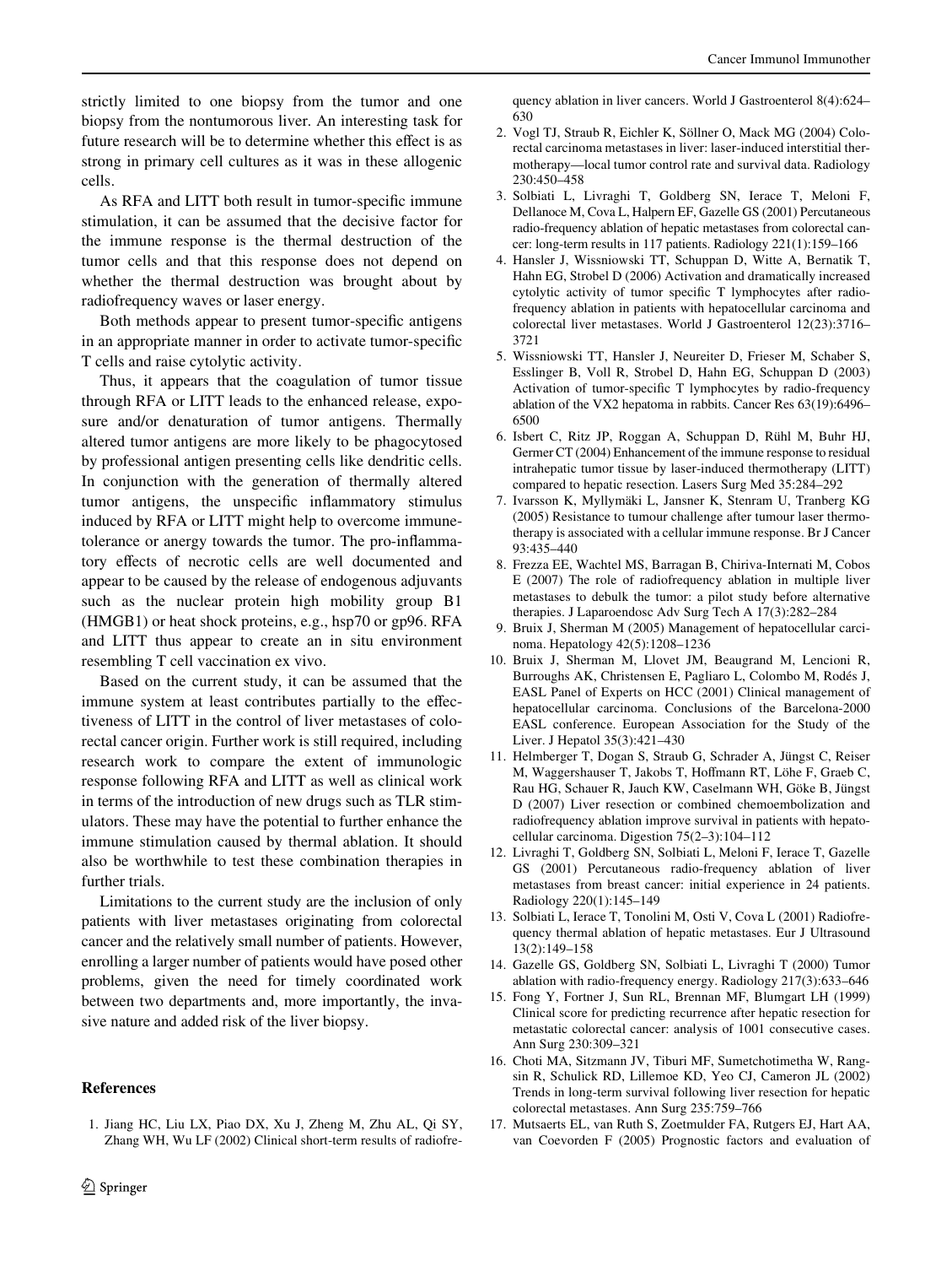strictly limited to one biopsy from the tumor and one biopsy from the nontumorous liver. An interesting task for future research will be to determine whether this effect is as strong in primary cell cultures as it was in these allogenic cells.

As RFA and LITT both result in tumor-specific immune stimulation, it can be assumed that the decisive factor for the immune response is the thermal destruction of the tumor cells and that this response does not depend on whether the thermal destruction was brought about by radiofrequency waves or laser energy.

Both methods appear to present tumor-specific antigens in an appropriate manner in order to activate tumor-specific T cells and raise cytolytic activity.

Thus, it appears that the coagulation of tumor tissue through RFA or LITT leads to the enhanced release, exposure and/or denaturation of tumor antigens. Thermally altered tumor antigens are more likely to be phagocytosed by professional antigen presenting cells like dendritic cells. In conjunction with the generation of thermally altered tumor antigens, the unspecific inflammatory stimulus induced by RFA or LITT might help to overcome immune-tolerance or anergy towards the tumor. The pro-inflammatory effects of necrotic cells are well documented and appear to be caused by the release of endogenous adjuvants such as the nuclear protein high mobility group B1 (HMGB1) or heat shock proteins, e.g., hsp70 or gp96. RFA and LITT thus appear to create an in situ environment resembling T cell vaccination ex vivo.

Based on the current study, it can be assumed that the immune system at least contributes partially to the effectiveness of LITT in the control of liver metastases of colorectal cancer origin. Further work is still required, including research work to compare the extent of immunologic response following RFA and LITT as well as clinical work in terms of the introduction of new drugs such as TLR stimulators. These may have the potential to further enhance the immune stimulation caused by thermal ablation. It should also be worthwhile to test these combination therapies in further trials.

Limitations to the current study are the inclusion of only patients with liver metastases originating from colorectal cancer and the relatively small number of patients. However, enrolling a larger number of patients would have posed other problems, given the need for timely coordinated work between two departments and, more importantly, the invasive nature and added risk of the liver biopsy.

## References

1. Jiang HC, Liu LX, Piao DX, Xu J, Zheng M, Zhu AL, Qi SY, Zhang WH, Wu LF (2002) Clinical short-term results of radiofrequency ablation in liver cancers. World J Gastroenterol 8(4):624–630
2. Vogl TJ, Straub R, Eichler K, Söllner O, Mack MG (2004) Colorectal carcinoma metastases in liver: laser-induced interstitial thermotherapy—local tumor control rate and survival data. Radiology 230:450–458
3. Solbiati L, Livraghi T, Goldberg SN, Ierace T, Meloni F, Dellanoce M, Cova L, Halpern EF, Gazelle GS (2001) Percutaneous radio-frequency ablation of hepatic metastases from colorectal cancer: long-term results in 117 patients. Radiology 221(1):159–166
4. Hansler J, Wissniowski TT, Schuppan D, Witte A, Bernatik T, Hahn EG, Strobel D (2006) Activation and dramatically increased cytolytic activity of tumor specific T lymphocytes after radio-frequency ablation in patients with hepatocellular carcinoma and colorectal liver metastases. World J Gastroenterol 12(23):3716–3721
5. Wissniowski TT, Hansler J, Neureiter D, Frieser M, Schaber S, Esslinger B, Voll R, Strobel D, Hahn EG, Schuppan D (2003) Activation of tumor-specific T lymphocytes by radio-frequency ablation of the VX2 hepatoma in rabbits. Cancer Res 63(19):6496–6500
6. Isbert C, Ritz JP, Roggan A, Schuppan D, Rühl M, Buhr HJ, Germer CT (2004) Enhancement of the immune response to residual intrahepatic tumor tissue by laser-induced thermotherapy (LITT) compared to hepatic resection. Lasers Surg Med 35:284–292
7. Ivarsson K, Myllymäki L, Jansner K, Stenram U, Tranberg KG (2005) Resistance to tumour challenge after tumour laser thermotherapy is associated with a cellular immune response. Br J Cancer 93:435–440
8. Frezza EE, Wachtel MS, Barragan B, Chiriva-Internati M, Cobos E (2007) The role of radiofrequency ablation in multiple liver metastases to debulk the tumor: a pilot study before alternative therapies. J Laparoendosc Adv Surg Tech A 17(3):282–284
9. Bruix J, Sherman M (2005) Management of hepatocellular carcinoma. Hepatology 42(5):1208–1236
10. Bruix J, Sherman M, Llovet JM, Beaugrand M, Lencioni R, Burroughs AK, Christensen E, Pagliaro L, Colombo M, Rodés J, EASL Panel of Experts on HCC (2001) Clinical management of hepatocellular carcinoma. Conclusions of the Barcelona-2000 EASL conference. European Association for the Study of the Liver. J Hepatol 35(3):421–430
11. Helmberger T, Dogan S, Straub G, Schrader A, Jüngst C, Reiser M, Waggershauser T, Jakobs T, Hoffmann RT, Löhe F, Graeb C, Rau HG, Schauer R, Jauch KW, Caselmann WH, Göke B, Jüngst D (2007) Liver resection or combined chemoembolization and radiofrequency ablation improve survival in patients with hepatocellular carcinoma. Digestion 75(2–3):104–112
12. Livraghi T, Goldberg SN, Solbiati L, Meloni F, Ierace T, Gazelle GS (2001) Percutaneous radio-frequency ablation of liver metastases from breast cancer: initial experience in 24 patients. Radiology 220(1):145–149
13. Solbiati L, Ierace T, Tonolini M, Osti V, Cova L (2001) Radiofrequency thermal ablation of hepatic metastases. Eur J Ultrasound 13(2):149–158
14. Gazelle GS, Goldberg SN, Solbiati L, Livraghi T (2000) Tumor ablation with radio-frequency energy. Radiology 217(3):633–646
15. Fong Y, Fortner J, Sun RL, Brennan MF, Blumgart LH (1999) Clinical score for predicting recurrence after hepatic resection for metastatic colorectal cancer: analysis of 1001 consecutive cases. Ann Surg 230:309–321
16. Choti MA, Sitzmann JV, Tiburi MF, Sumetchotimetha W, Rangsin R, Schulick RD, Lillemoe KD, Yeo CJ, Cameron JL (2002) Trends in long-term survival following liver resection for hepatic colorectal metastases. Ann Surg 235:759–766
17. Mutsaerts EL, van Ruth S, Zoetmulder FA, Rutgers EJ, Hart AA, van Coevorden F (2005) Prognostic factors and evaluation of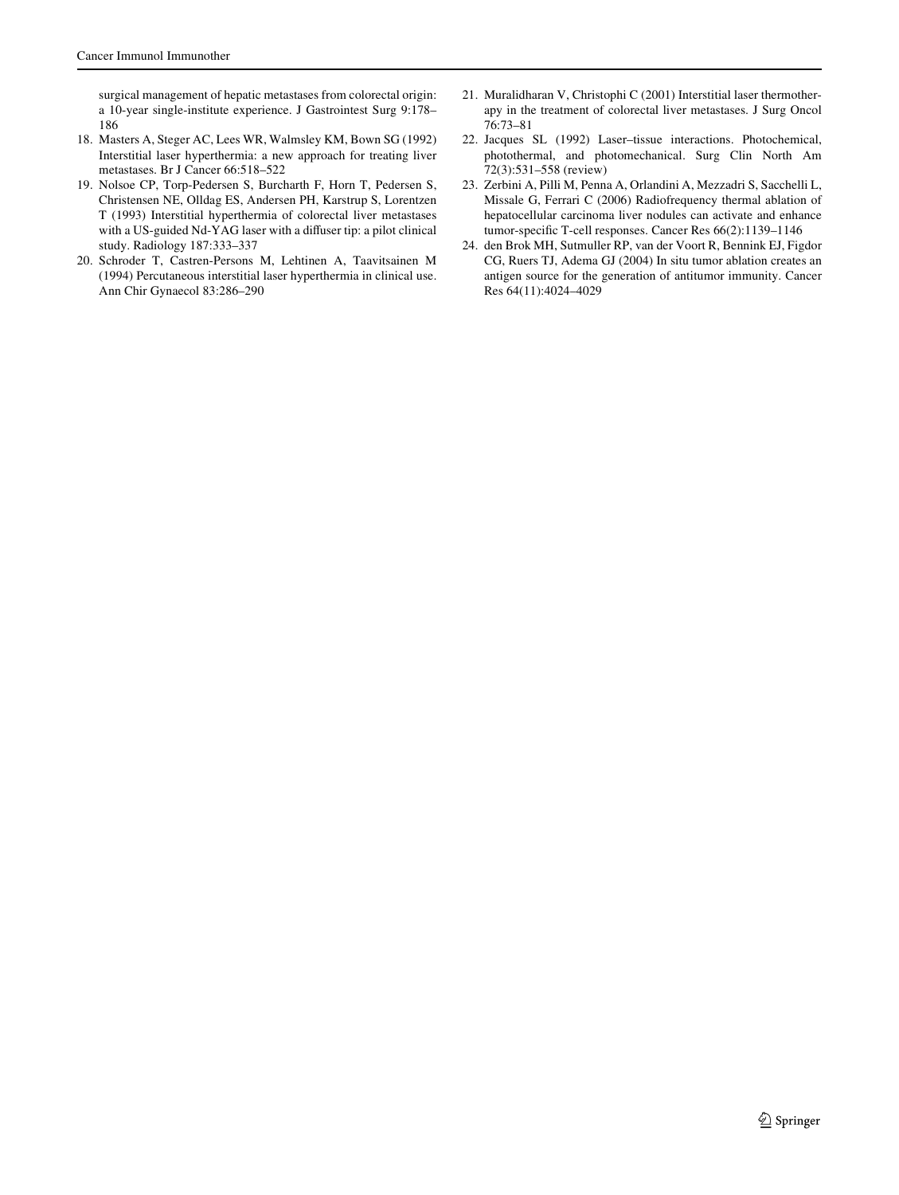surgical management of hepatic metastases from colorectal origin: a 10-year single-institute experience. J Gastrointest Surg 9:178–186

18. Masters A, Steger AC, Lees WR, Walmsley KM, Bown SG (1992) Interstitial laser hyperthermia: a new approach for treating liver metastases. Br J Cancer 66:518–522
19. Nolsoe CP, Torp-Pedersen S, Burcharth F, Horn T, Pedersen S, Christensen NE, Olldag ES, Andersen PH, Karstrup S, Lorentzen T (1993) Interstitial hyperthermia of colorectal liver metastases with a US-guided Nd-YAG laser with a diffuser tip: a pilot clinical study. Radiology 187:333–337
20. Schroder T, Castren-Persons M, Lehtinen A, Taavitsainen M (1994) Percutaneous interstitial laser hyperthermia in clinical use. Ann Chir Gynaecol 83:286–290
21. Muralidharan V, Christophi C (2001) Interstitial laser thermotherapy in the treatment of colorectal liver metastases. J Surg Oncol 76:73–81
22. Jacques SL (1992) Laser–tissue interactions. Photochemical, photothermal, and photomechanical. Surg Clin North Am 72(3):531–558 (review)
23. Zerbini A, Pilli M, Penna A, Orlandini A, Mezzadri S, Sacchelli L, Missale G, Ferrari C (2006) Radiofrequency thermal ablation of hepatocellular carcinoma liver nodules can activate and enhance tumor-specific T-cell responses. Cancer Res 66(2):1139–1146
24. den Brok MH, Sutmuller RP, van der Voort R, Bennink EJ, Figdor CG, Ruers TJ, Adema GJ (2004) In situ tumor ablation creates an antigen source for the generation of antitumor immunity. Cancer Res 64(11):4024–4029